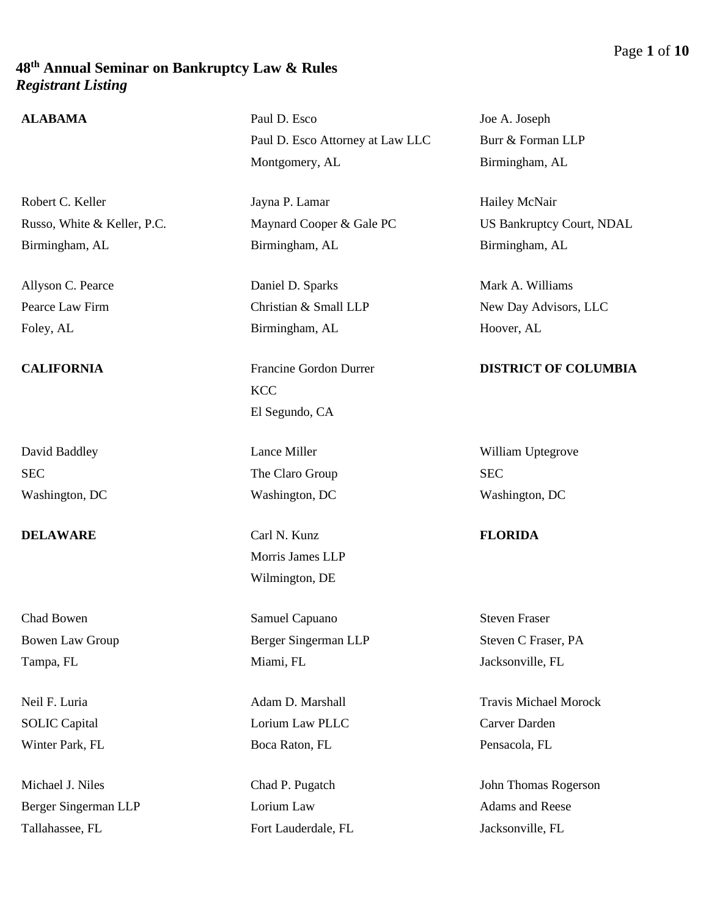# 48th Annual Seminar on Bankruptcy Law & Rules

***Registrant Listing***

## ALABAMA

Paul D. Esco
Paul D. Esco Attorney at Law LLC
Montgomery, AL

Joe A. Joseph
Burr & Forman LLP
Birmingham, AL

Robert C. Keller
Russo, White & Keller, P.C.
Birmingham, AL

Jayna P. Lamar
Maynard Cooper & Gale PC
Birmingham, AL

Hailey McNair
US Bankruptcy Court, NDAL
Birmingham, AL

Allyson C. Pearce
Pearce Law Firm
Foley, AL

Daniel D. Sparks
Christian & Small LLP
Birmingham, AL

Mark A. Williams
New Day Advisors, LLC
Hoover, AL

## CALIFORNIA

Francine Gordon Durrer
KCC
El Segundo, CA

## DISTRICT OF COLUMBIA

David Baddley
SEC
Washington, DC

Lance Miller
The Claro Group
Washington, DC

William Uptegrove
SEC
Washington, DC

## DELAWARE

Carl N. Kunz
Morris James LLP
Wilmington, DE

## FLORIDA

Chad Bowen
Bowen Law Group
Tampa, FL

Samuel Capuano
Berger Singerman LLP
Miami, FL

Steven Fraser
Steven C Fraser, PA
Jacksonville, FL

Neil F. Luria
SOLIC Capital
Winter Park, FL

Adam D. Marshall
Lorium Law PLLC
Boca Raton, FL

Travis Michael Morock
Carver Darden
Pensacola, FL

Michael J. Niles
Berger Singerman LLP
Tallahassee, FL

Chad P. Pugatch
Lorium Law
Fort Lauderdale, FL

John Thomas Rogerson
Adams and Reese
Jacksonville, FL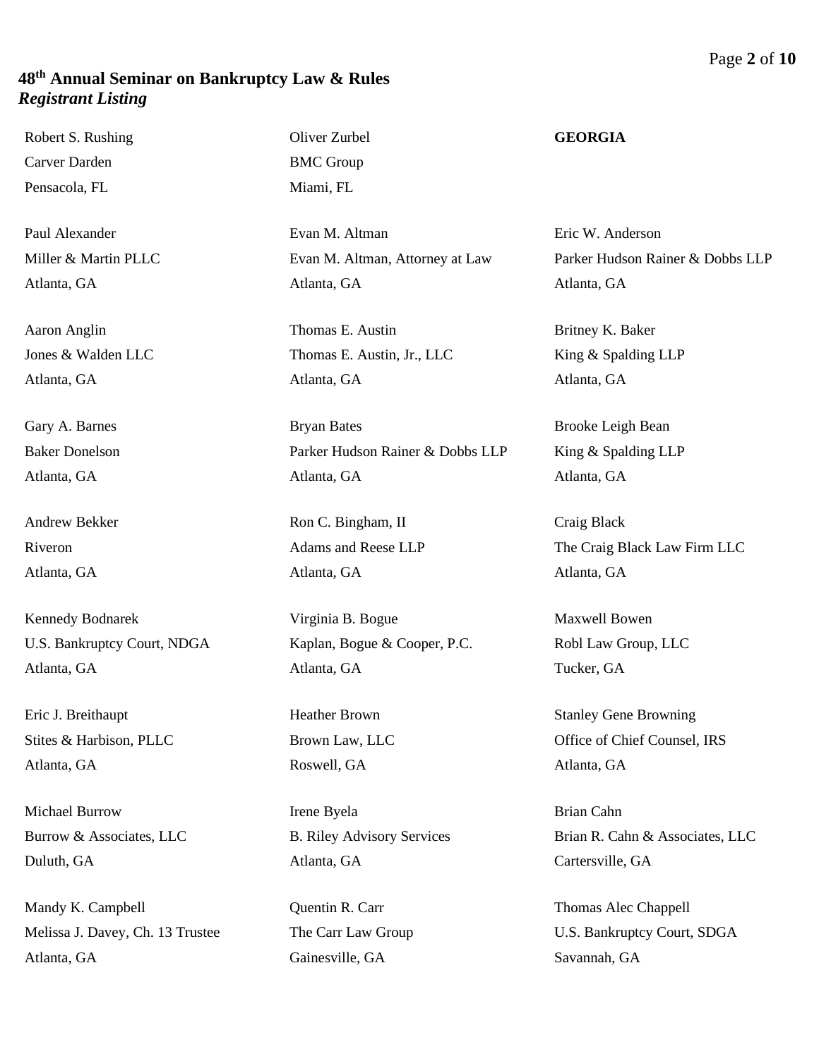## 48th Annual Seminar on Bankruptcy Law & Rules
### *Registrant Listing*

Robert S. Rushing
Carver Darden
Pensacola, FL

Oliver Zurbel
BMC Group
Miami, FL

**GEORGIA**

Paul Alexander
Miller & Martin PLLC
Atlanta, GA

Evan M. Altman
Evan M. Altman, Attorney at Law
Atlanta, GA

Eric W. Anderson
Parker Hudson Rainer & Dobbs LLP
Atlanta, GA

Aaron Anglin
Jones & Walden LLC
Atlanta, GA

Thomas E. Austin
Thomas E. Austin, Jr., LLC
Atlanta, GA

Britney K. Baker
King & Spalding LLP
Atlanta, GA

Gary A. Barnes
Baker Donelson
Atlanta, GA

Bryan Bates
Parker Hudson Rainer & Dobbs LLP
Atlanta, GA

Brooke Leigh Bean
King & Spalding LLP
Atlanta, GA

Andrew Bekker
Riveron
Atlanta, GA

Ron C. Bingham, II
Adams and Reese LLP
Atlanta, GA

Craig Black
The Craig Black Law Firm LLC
Atlanta, GA

Kennedy Bodnarek
U.S. Bankruptcy Court, NDGA
Atlanta, GA

Virginia B. Bogue
Kaplan, Bogue & Cooper, P.C.
Atlanta, GA

Maxwell Bowen
Robl Law Group, LLC
Tucker, GA

Eric J. Breithaupt
Stites & Harbison, PLLC
Atlanta, GA

Heather Brown
Brown Law, LLC
Roswell, GA

Stanley Gene Browning
Office of Chief Counsel, IRS
Atlanta, GA

Michael Burrow
Burrow & Associates, LLC
Duluth, GA

Irene Byela
B. Riley Advisory Services
Atlanta, GA

Brian Cahn
Brian R. Cahn & Associates, LLC
Cartersville, GA

Mandy K. Campbell
Melissa J. Davey, Ch. 13 Trustee
Atlanta, GA

Quentin R. Carr
The Carr Law Group
Gainesville, GA

Thomas Alec Chappell
U.S. Bankruptcy Court, SDGA
Savannah, GA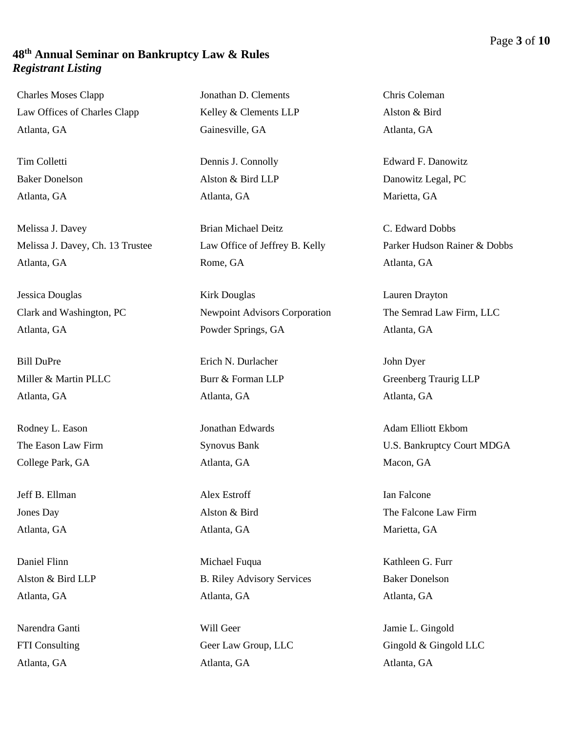**48th Annual Seminar on Bankruptcy Law & Rules**
***Registrant Listing***

Charles Moses Clapp
Law Offices of Charles Clapp
Atlanta, GA

Jonathan D. Clements
Kelley & Clements LLP
Gainesville, GA

Chris Coleman
Alston & Bird
Atlanta, GA

Tim Colletti
Baker Donelson
Atlanta, GA

Dennis J. Connolly
Alston & Bird LLP
Atlanta, GA

Edward F. Danowitz
Danowitz Legal, PC
Marietta, GA

Melissa J. Davey
Melissa J. Davey, Ch. 13 Trustee
Atlanta, GA

Brian Michael Deitz
Law Office of Jeffrey B. Kelly
Rome, GA

C. Edward Dobbs
Parker Hudson Rainer & Dobbs
Atlanta, GA

Jessica Douglas
Clark and Washington, PC
Atlanta, GA

Kirk Douglas
Newpoint Advisors Corporation
Powder Springs, GA

Lauren Drayton
The Semrad Law Firm, LLC
Atlanta, GA

Bill DuPre
Miller & Martin PLLC
Atlanta, GA

Erich N. Durlacher
Burr & Forman LLP
Atlanta, GA

John Dyer
Greenberg Traurig LLP
Atlanta, GA

Rodney L. Eason
The Eason Law Firm
College Park, GA

Jonathan Edwards
Synovus Bank
Atlanta, GA

Adam Elliott Ekbom
U.S. Bankruptcy Court MDGA
Macon, GA

Jeff B. Ellman
Jones Day
Atlanta, GA

Alex Estroff
Alston & Bird
Atlanta, GA

Ian Falcone
The Falcone Law Firm
Marietta, GA

Daniel Flinn
Alston & Bird LLP
Atlanta, GA

Michael Fuqua
B. Riley Advisory Services
Atlanta, GA

Kathleen G. Furr
Baker Donelson
Atlanta, GA

Narendra Ganti
FTI Consulting
Atlanta, GA

Will Geer
Geer Law Group, LLC
Atlanta, GA

Jamie L. Gingold
Gingold & Gingold LLC
Atlanta, GA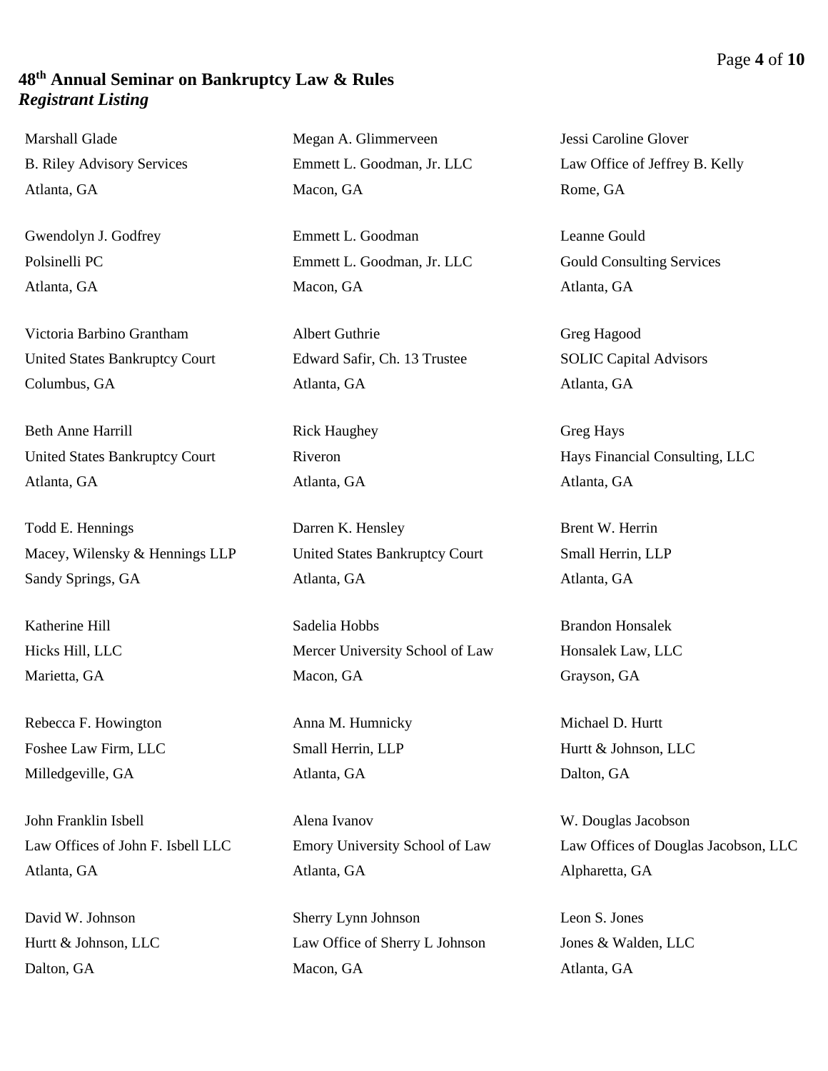**48th Annual Seminar on Bankruptcy Law & Rules**
***Registrant Listing***

Marshall Glade
B. Riley Advisory Services
Atlanta, GA

Megan A. Glimmerveen
Emmett L. Goodman, Jr. LLC
Macon, GA

Jessi Caroline Glover
Law Office of Jeffrey B. Kelly
Rome, GA

Gwendolyn J. Godfrey
Polsinelli PC
Atlanta, GA

Emmett L. Goodman
Emmett L. Goodman, Jr. LLC
Macon, GA

Leanne Gould
Gould Consulting Services
Atlanta, GA

Victoria Barbino Grantham
United States Bankruptcy Court
Columbus, GA

Albert Guthrie
Edward Safir, Ch. 13 Trustee
Atlanta, GA

Greg Hagood
SOLIC Capital Advisors
Atlanta, GA

Beth Anne Harrill
United States Bankruptcy Court
Atlanta, GA

Rick Haughey
Riveron
Atlanta, GA

Greg Hays
Hays Financial Consulting, LLC
Atlanta, GA

Todd E. Hennings
Macey, Wilensky & Hennings LLP
Sandy Springs, GA

Darren K. Hensley
United States Bankruptcy Court
Atlanta, GA

Brent W. Herrin
Small Herrin, LLP
Atlanta, GA

Katherine Hill
Hicks Hill, LLC
Marietta, GA

Sadelia Hobbs
Mercer University School of Law
Macon, GA

Brandon Honsalek
Honsalek Law, LLC
Grayson, GA

Rebecca F. Howington
Foshee Law Firm, LLC
Milledgeville, GA

Anna M. Humnicky
Small Herrin, LLP
Atlanta, GA

Michael D. Hurtt
Hurtt & Johnson, LLC
Dalton, GA

John Franklin Isbell
Law Offices of John F. Isbell LLC
Atlanta, GA

Alena Ivanov
Emory University School of Law
Atlanta, GA

W. Douglas Jacobson
Law Offices of Douglas Jacobson, LLC
Alpharetta, GA

David W. Johnson
Hurtt & Johnson, LLC
Dalton, GA

Sherry Lynn Johnson
Law Office of Sherry L Johnson
Macon, GA

Leon S. Jones
Jones & Walden, LLC
Atlanta, GA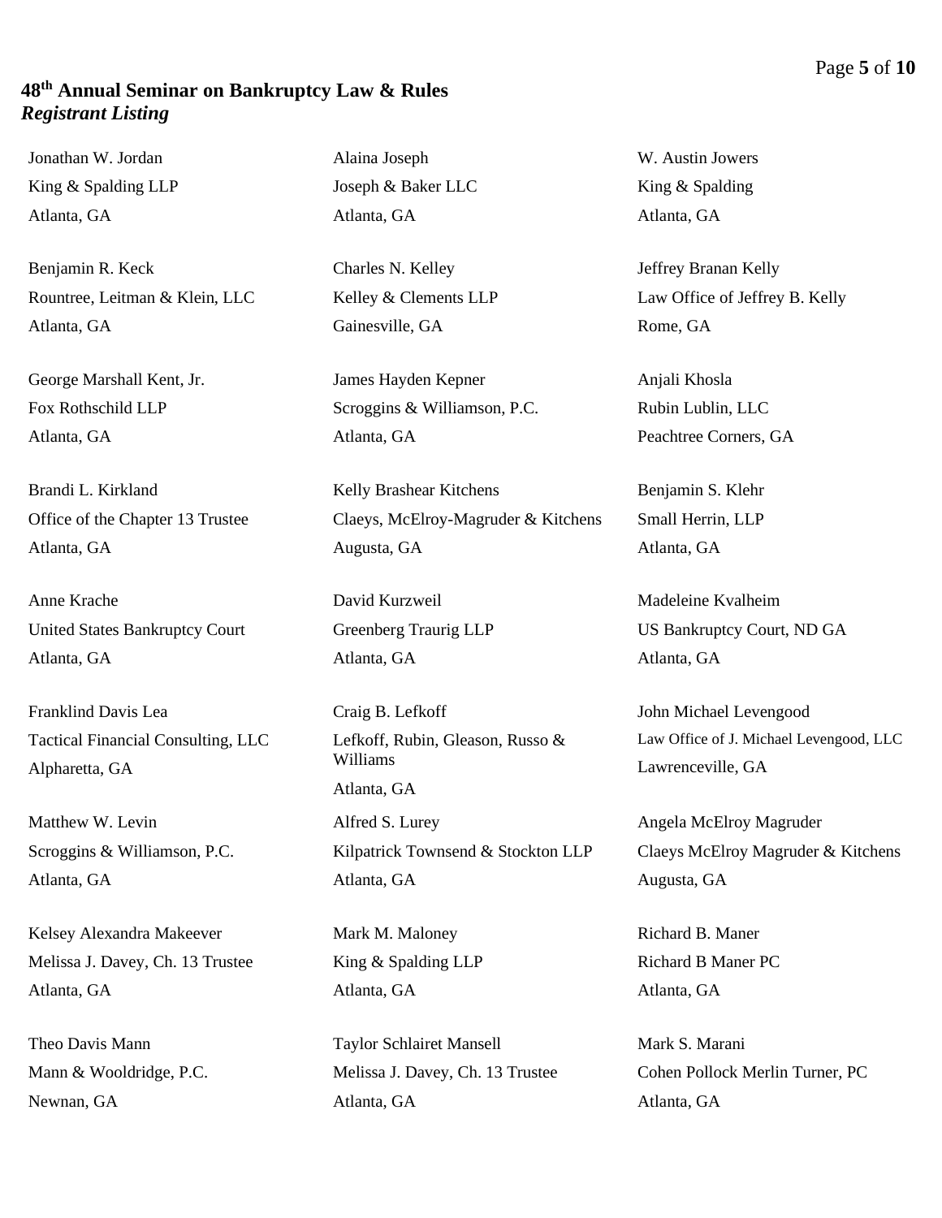**48th Annual Seminar on Bankruptcy Law & Rules**
***Registrant Listing***

Jonathan W. Jordan
King & Spalding LLP
Atlanta, GA

Alaina Joseph
Joseph & Baker LLC
Atlanta, GA

W. Austin Jowers
King & Spalding
Atlanta, GA

Benjamin R. Keck
Rountree, Leitman & Klein, LLC
Atlanta, GA

Charles N. Kelley
Kelley & Clements LLP
Gainesville, GA

Jeffrey Branan Kelly
Law Office of Jeffrey B. Kelly
Rome, GA

George Marshall Kent, Jr.
Fox Rothschild LLP
Atlanta, GA

James Hayden Kepner
Scroggins & Williamson, P.C.
Atlanta, GA

Anjali Khosla
Rubin Lublin, LLC
Peachtree Corners, GA

Brandi L. Kirkland
Office of the Chapter 13 Trustee
Atlanta, GA

Kelly Brashear Kitchens
Claeys, McElroy-Magruder & Kitchens
Augusta, GA

Benjamin S. Klehr
Small Herrin, LLP
Atlanta, GA

Anne Krache
United States Bankruptcy Court
Atlanta, GA

David Kurzweil
Greenberg Traurig LLP
Atlanta, GA

Madeleine Kvalheim
US Bankruptcy Court, ND GA
Atlanta, GA

Franklind Davis Lea
Tactical Financial Consulting, LLC
Alpharetta, GA

Craig B. Lefkoff
Lefkoff, Rubin, Gleason, Russo & Williams
Atlanta, GA

John Michael Levengood
Law Office of J. Michael Levengood, LLC
Lawrenceville, GA

Matthew W. Levin
Scroggins & Williamson, P.C.
Atlanta, GA

Alfred S. Lurey
Kilpatrick Townsend & Stockton LLP
Atlanta, GA

Angela McElroy Magruder
Claeys McElroy Magruder & Kitchens
Augusta, GA

Kelsey Alexandra Makeever
Melissa J. Davey, Ch. 13 Trustee
Atlanta, GA

Mark M. Maloney
King & Spalding LLP
Atlanta, GA

Richard B. Maner
Richard B Maner PC
Atlanta, GA

Theo Davis Mann
Mann & Wooldridge, P.C.
Newnan, GA

Taylor Schlairet Mansell
Melissa J. Davey, Ch. 13 Trustee
Atlanta, GA

Mark S. Marani
Cohen Pollock Merlin Turner, PC
Atlanta, GA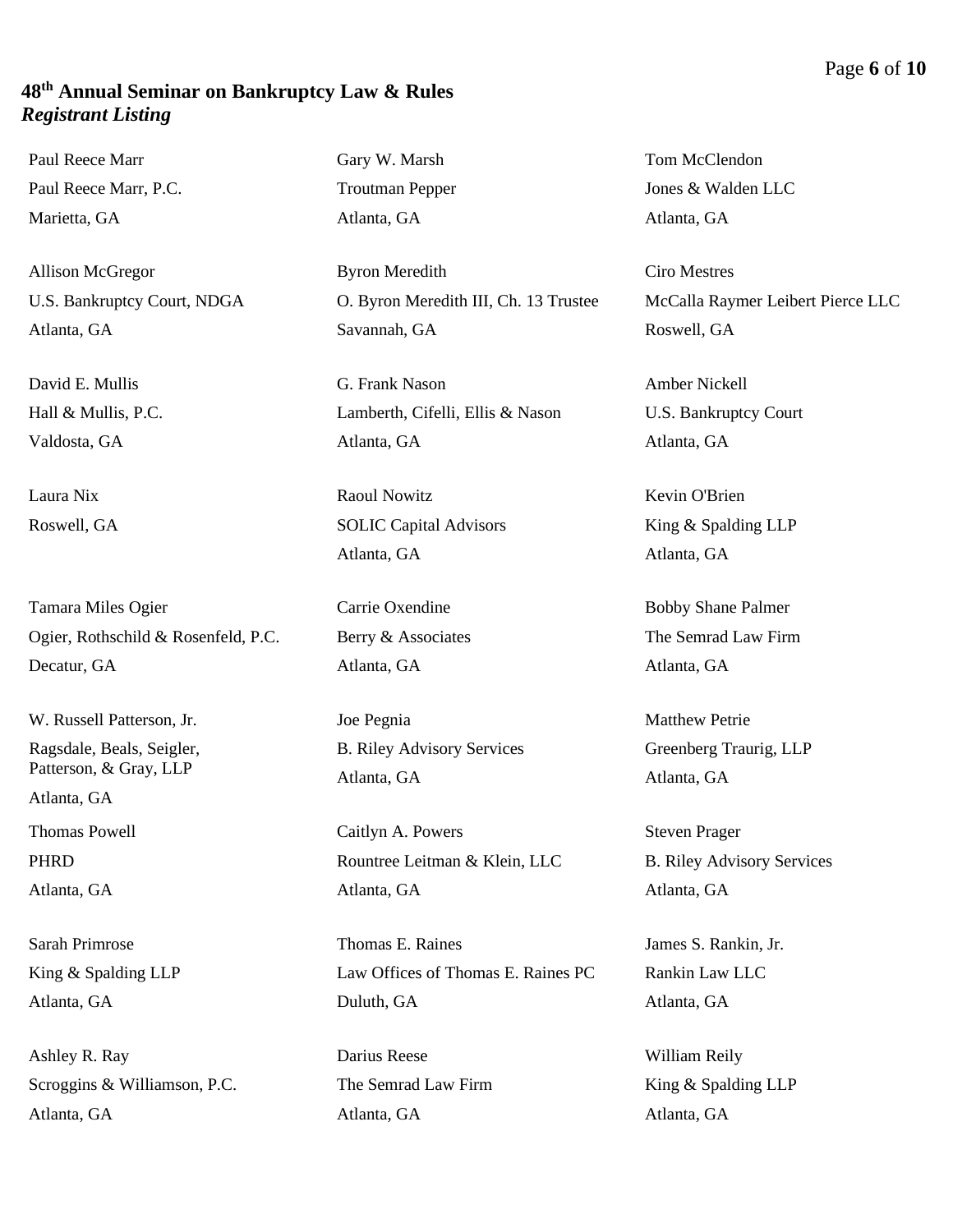**48th Annual Seminar on Bankruptcy Law & Rules**
***Registrant Listing***

Paul Reece Marr
Paul Reece Marr, P.C.
Marietta, GA

Gary W. Marsh
Troutman Pepper
Atlanta, GA

Tom McClendon
Jones & Walden LLC
Atlanta, GA

Allison McGregor
U.S. Bankruptcy Court, NDGA
Atlanta, GA

Byron Meredith
O. Byron Meredith III, Ch. 13 Trustee
Savannah, GA

Ciro Mestres
McCalla Raymer Leibert Pierce LLC
Roswell, GA

David E. Mullis
Hall & Mullis, P.C.
Valdosta, GA

G. Frank Nason
Lamberth, Cifelli, Ellis & Nason
Atlanta, GA

Amber Nickell
U.S. Bankruptcy Court
Atlanta, GA

Laura Nix
Roswell, GA

Raoul Nowitz
SOLIC Capital Advisors
Atlanta, GA

Kevin O'Brien
King & Spalding LLP
Atlanta, GA

Tamara Miles Ogier
Ogier, Rothschild & Rosenfeld, P.C.
Decatur, GA

Carrie Oxendine
Berry & Associates
Atlanta, GA

Bobby Shane Palmer
The Semrad Law Firm
Atlanta, GA

W. Russell Patterson, Jr.
Ragsdale, Beals, Seigler, Patterson, & Gray, LLP
Atlanta, GA

Joe Pegnia
B. Riley Advisory Services
Atlanta, GA

Matthew Petrie
Greenberg Traurig, LLP
Atlanta, GA

Thomas Powell
PHRD
Atlanta, GA

Caitlyn A. Powers
Rountree Leitman & Klein, LLC
Atlanta, GA

Steven Prager
B. Riley Advisory Services
Atlanta, GA

Sarah Primrose
King & Spalding LLP
Atlanta, GA

Thomas E. Raines
Law Offices of Thomas E. Raines PC
Duluth, GA

James S. Rankin, Jr.
Rankin Law LLC
Atlanta, GA

Ashley R. Ray
Scroggins & Williamson, P.C.
Atlanta, GA

Darius Reese
The Semrad Law Firm
Atlanta, GA

William Reily
King & Spalding LLP
Atlanta, GA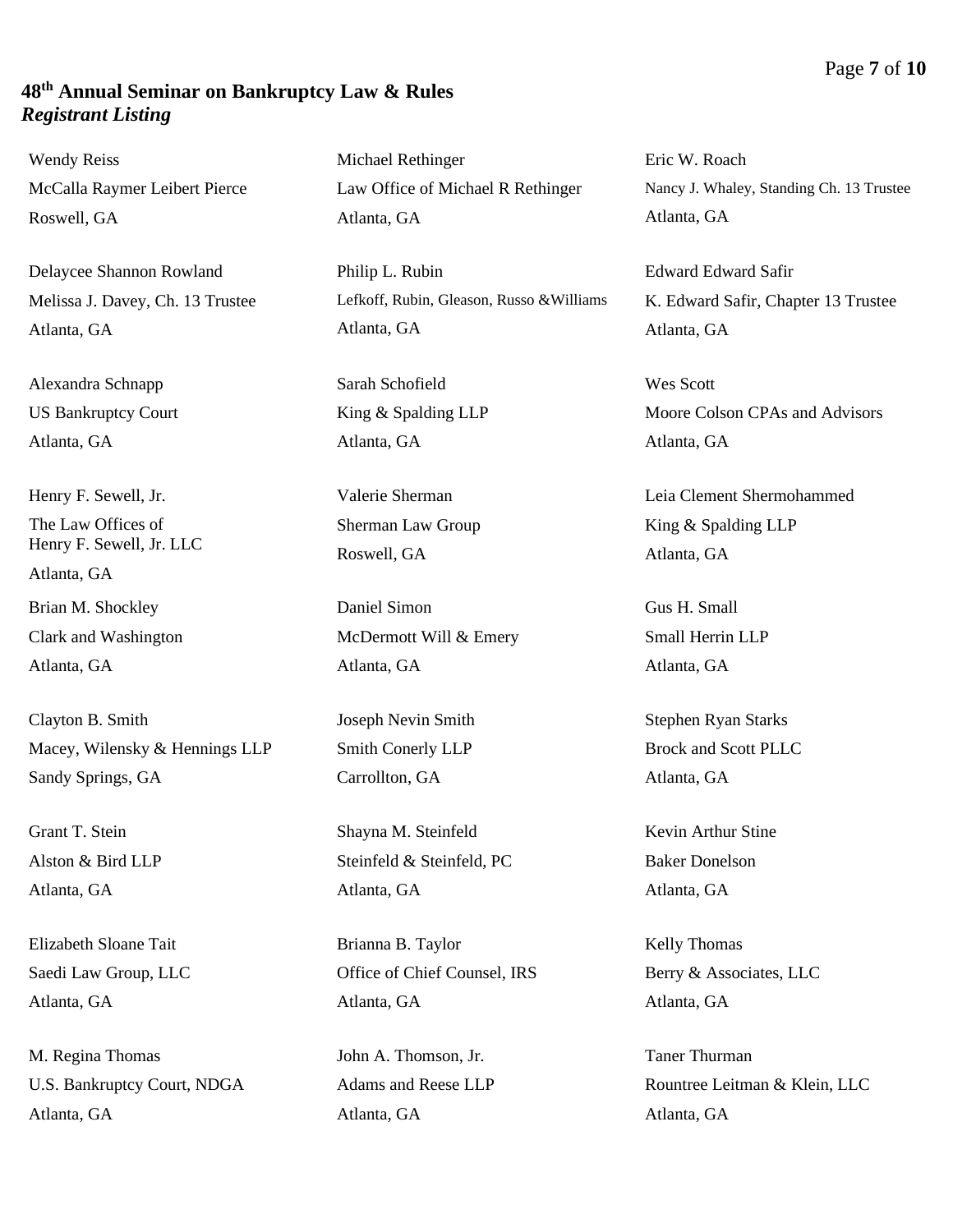**48th Annual Seminar on Bankruptcy Law & Rules**
***Registrant Listing***

Wendy Reiss
McCalla Raymer Leibert Pierce
Roswell, GA

Michael Rethinger
Law Office of Michael R Rethinger
Atlanta, GA

Eric W. Roach
Nancy J. Whaley, Standing Ch. 13 Trustee
Atlanta, GA

Delaycee Shannon Rowland
Melissa J. Davey, Ch. 13 Trustee
Atlanta, GA

Philip L. Rubin
Lefkoff, Rubin, Gleason, Russo &Williams
Atlanta, GA

Edward Edward Safir
K. Edward Safir, Chapter 13 Trustee
Atlanta, GA

Alexandra Schnapp
US Bankruptcy Court
Atlanta, GA

Sarah Schofield
King & Spalding LLP
Atlanta, GA

Wes Scott
Moore Colson CPAs and Advisors
Atlanta, GA

Henry F. Sewell, Jr.
The Law Offices of
Henry F. Sewell, Jr. LLC
Atlanta, GA

Valerie Sherman
Sherman Law Group
Roswell, GA

Leia Clement Shermohammed
King & Spalding LLP
Atlanta, GA

Brian M. Shockley
Clark and Washington
Atlanta, GA

Daniel Simon
McDermott Will & Emery
Atlanta, GA

Gus H. Small
Small Herrin LLP
Atlanta, GA

Clayton B. Smith
Macey, Wilensky & Hennings LLP
Sandy Springs, GA

Joseph Nevin Smith
Smith Conerly LLP
Carrollton, GA

Stephen Ryan Starks
Brock and Scott PLLC
Atlanta, GA

Grant T. Stein
Alston & Bird LLP
Atlanta, GA

Shayna M. Steinfeld
Steinfeld & Steinfeld, PC
Atlanta, GA

Kevin Arthur Stine
Baker Donelson
Atlanta, GA

Elizabeth Sloane Tait
Saedi Law Group, LLC
Atlanta, GA

Brianna B. Taylor
Office of Chief Counsel, IRS
Atlanta, GA

Kelly Thomas
Berry & Associates, LLC
Atlanta, GA

M. Regina Thomas
U.S. Bankruptcy Court, NDGA
Atlanta, GA

John A. Thomson, Jr.
Adams and Reese LLP
Atlanta, GA

Taner Thurman
Rountree Leitman & Klein, LLC
Atlanta, GA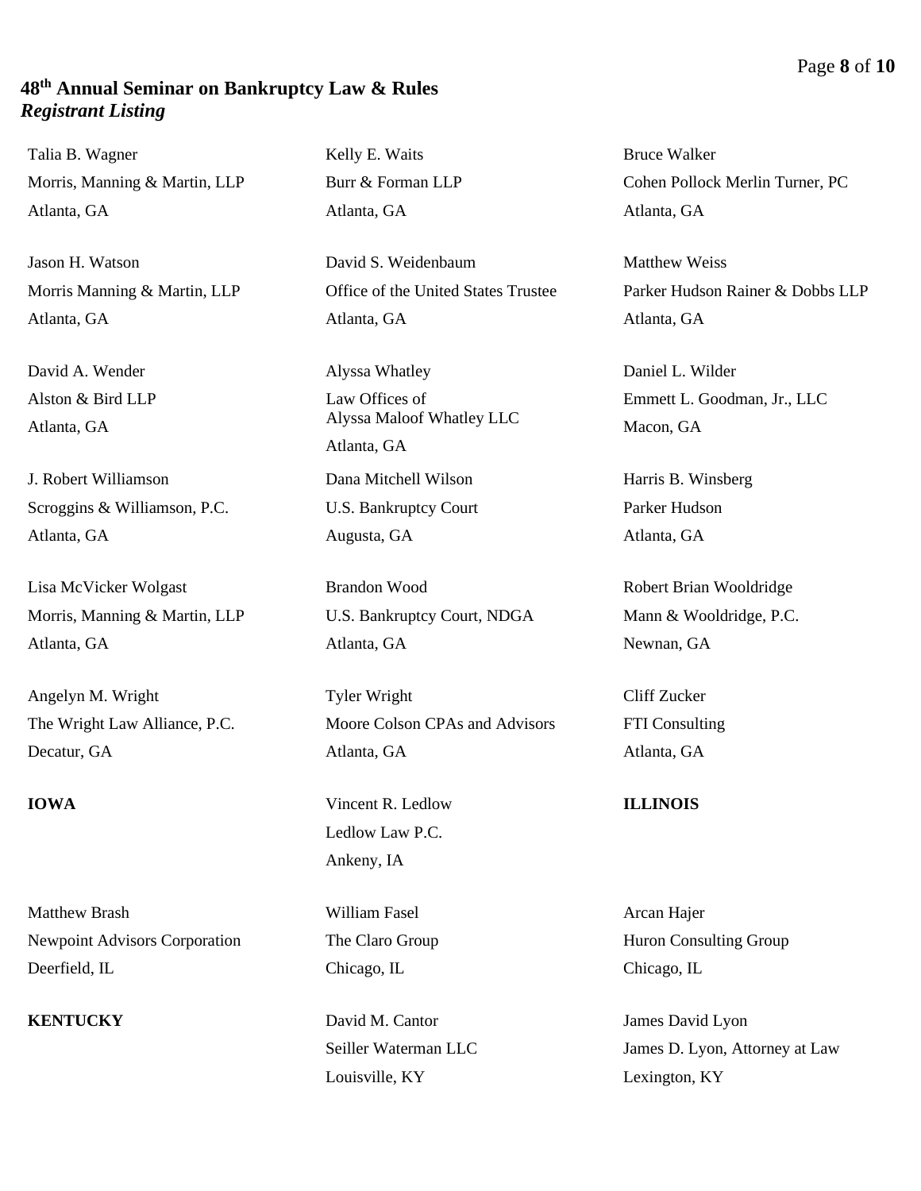## 48th Annual Seminar on Bankruptcy Law & Rules

***Registrant Listing***

Talia B. Wagner
Morris, Manning & Martin, LLP
Atlanta, GA

Kelly E. Waits
Burr & Forman LLP
Atlanta, GA

Bruce Walker
Cohen Pollock Merlin Turner, PC
Atlanta, GA

Jason H. Watson
Morris Manning & Martin, LLP
Atlanta, GA

David S. Weidenbaum
Office of the United States Trustee
Atlanta, GA

Matthew Weiss
Parker Hudson Rainer & Dobbs LLP
Atlanta, GA

David A. Wender
Alston & Bird LLP
Atlanta, GA

Alyssa Whatley
Law Offices of
Alyssa Maloof Whatley LLC
Atlanta, GA

Daniel L. Wilder
Emmett L. Goodman, Jr., LLC
Macon, GA

J. Robert Williamson
Scroggins & Williamson, P.C.
Atlanta, GA

Dana Mitchell Wilson
U.S. Bankruptcy Court
Augusta, GA

Harris B. Winsberg
Parker Hudson
Atlanta, GA

Lisa McVicker Wolgast
Morris, Manning & Martin, LLP
Atlanta, GA

Brandon Wood
U.S. Bankruptcy Court, NDGA
Atlanta, GA

Robert Brian Wooldridge
Mann & Wooldridge, P.C.
Newnan, GA

Angelyn M. Wright
The Wright Law Alliance, P.C.
Decatur, GA

Tyler Wright
Moore Colson CPAs and Advisors
Atlanta, GA

Cliff Zucker
FTI Consulting
Atlanta, GA

**IOWA**

Vincent R. Ledlow
Ledlow Law P.C.
Ankeny, IA

**ILLINOIS**

Matthew Brash
Newpoint Advisors Corporation
Deerfield, IL

William Fasel
The Claro Group
Chicago, IL

Arcan Hajer
Huron Consulting Group
Chicago, IL

**KENTUCKY**

David M. Cantor
Seiller Waterman LLC
Louisville, KY

James David Lyon
James D. Lyon, Attorney at Law
Lexington, KY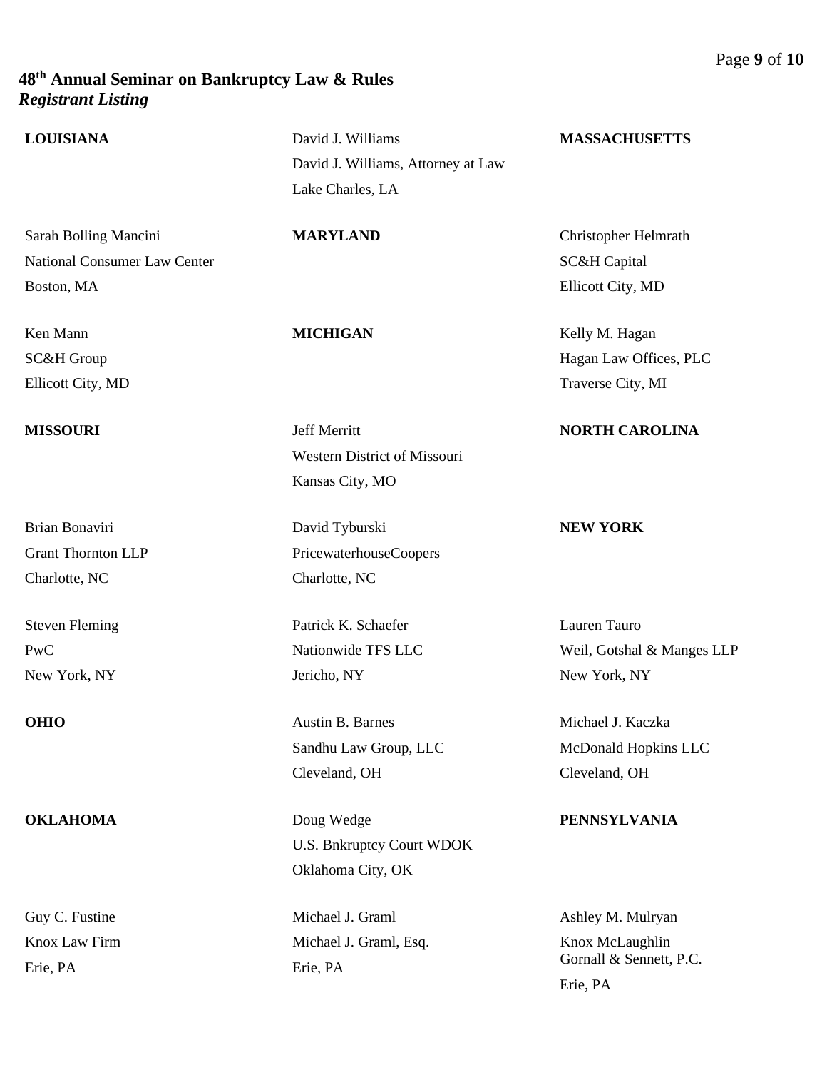**48th Annual Seminar on Bankruptcy Law & Rules**
***Registrant Listing***

**LOUISIANA**

David J. Williams
David J. Williams, Attorney at Law
Lake Charles, LA

**MASSACHUSETTS**

Sarah Bolling Mancini
National Consumer Law Center
Boston, MA

**MARYLAND**

Christopher Helmrath
SC&H Capital
Ellicott City, MD

Ken Mann
SC&H Group
Ellicott City, MD

**MICHIGAN**

Kelly M. Hagan
Hagan Law Offices, PLC
Traverse City, MI

**MISSOURI**

Jeff Merritt
Western District of Missouri
Kansas City, MO

**NORTH CAROLINA**

Brian Bonaviri
Grant Thornton LLP
Charlotte, NC

David Tyburski
PricewaterhouseCoopers
Charlotte, NC

**NEW YORK**

Steven Fleming
PwC
New York, NY

Patrick K. Schaefer
Nationwide TFS LLC
Jericho, NY

Lauren Tauro
Weil, Gotshal & Manges LLP
New York, NY

**OHIO**

Austin B. Barnes
Sandhu Law Group, LLC
Cleveland, OH

Michael J. Kaczka
McDonald Hopkins LLC
Cleveland, OH

**OKLAHOMA**

Doug Wedge
U.S. Bnkruptcy Court WDOK
Oklahoma City, OK

**PENNSYLVANIA**

Guy C. Fustine
Knox Law Firm
Erie, PA

Michael J. Graml
Michael J. Graml, Esq.
Erie, PA

Ashley M. Mulryan
Knox McLaughlin Gornall & Sennett, P.C.
Erie, PA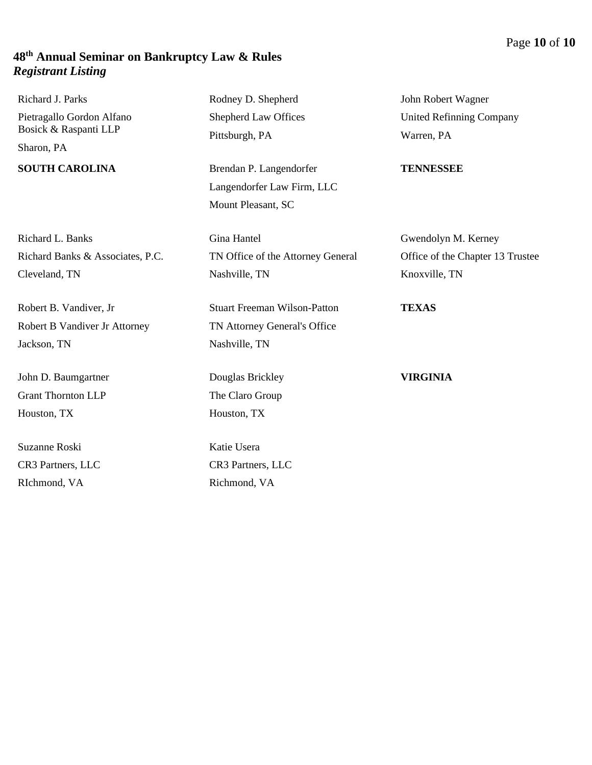## 48th Annual Seminar on Bankruptcy Law & Rules
***Registrant Listing***

Richard J. Parks
Pietragallo Gordon Alfano Bosick & Raspanti LLP
Sharon, PA

Rodney D. Shepherd
Shepherd Law Offices
Pittsburgh, PA

John Robert Wagner
United Refinning Company
Warren, PA

**SOUTH CAROLINA**

Brendan P. Langendorfer
Langendorfer Law Firm, LLC
Mount Pleasant, SC

**TENNESSEE**

Richard L. Banks
Richard Banks & Associates, P.C.
Cleveland, TN

Gina Hantel
TN Office of the Attorney General
Nashville, TN

Gwendolyn M. Kerney
Office of the Chapter 13 Trustee
Knoxville, TN

Robert B. Vandiver, Jr
Robert B Vandiver Jr Attorney
Jackson, TN

Stuart Freeman Wilson-Patton
TN Attorney General's Office
Nashville, TN

**TEXAS**

John D. Baumgartner
Grant Thornton LLP
Houston, TX

Douglas Brickley
The Claro Group
Houston, TX

**VIRGINIA**

Suzanne Roski
CR3 Partners, LLC
RIchmond, VA

Katie Usera
CR3 Partners, LLC
Richmond, VA